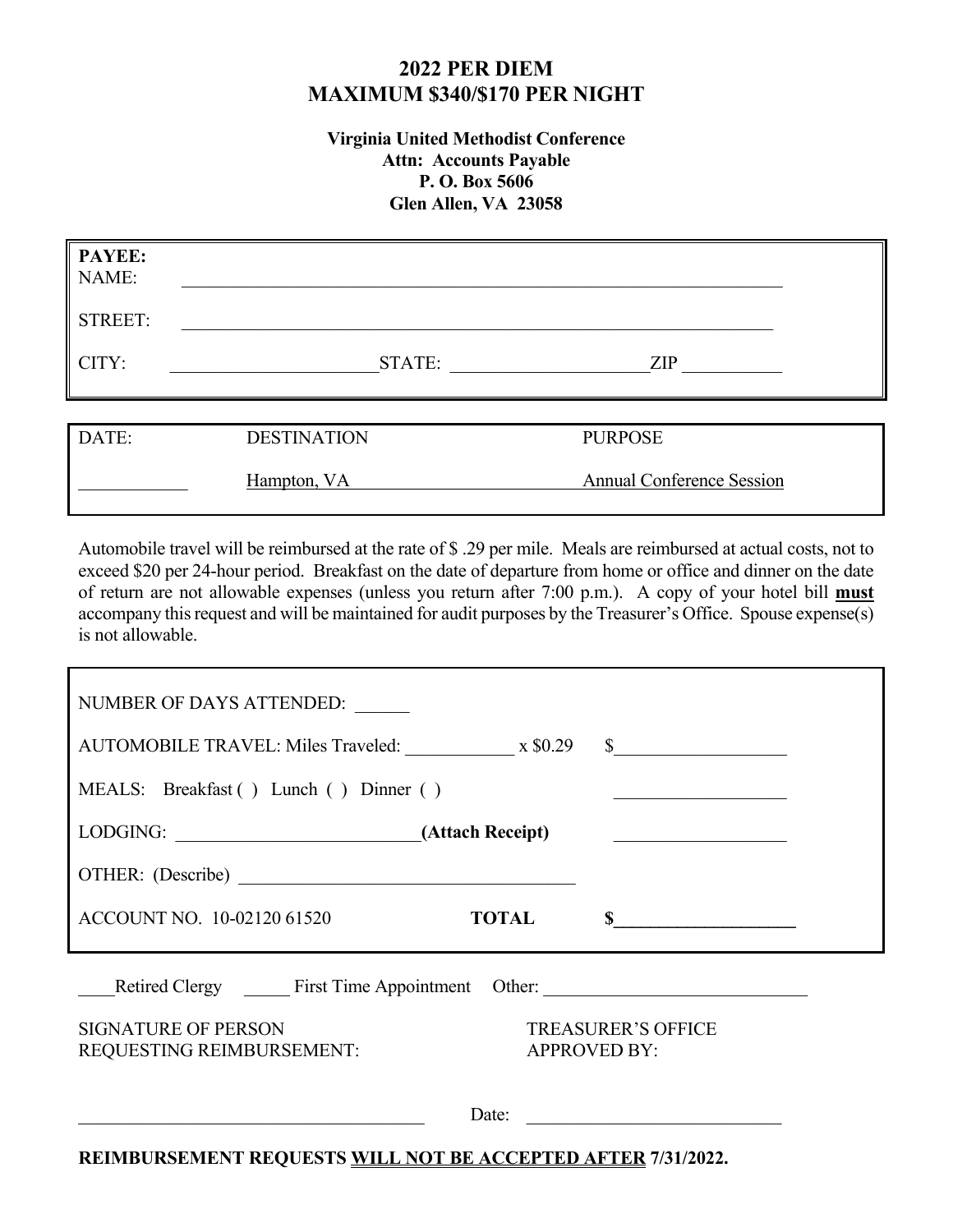# 2022 PER DIEM
# MAXIMUM $340/$170 PER NIGHT

**Virginia United Methodist Conference**
**Attn: Accounts Payable**
**P. O. Box 5606**
**Glen Allen, VA 23058**

**PAYEE:**

NAME: ______________________________________________

STREET: ______________________________________________

CITY: ____________________ STATE: ____________________ ZIP __________

| DATE: | DESTINATION | PURPOSE |
|---|---|---|
| ___________ | Hampton, VA | Annual Conference Session |

Automobile travel will be reimbursed at the rate of $ .29 per mile. Meals are reimbursed at actual costs, not to exceed $20 per 24-hour period. Breakfast on the date of departure from home or office and dinner on the date of return are not allowable expenses (unless you return after 7:00 p.m.). A copy of your hotel bill **must** accompany this request and will be maintained for audit purposes by the Treasurer's Office. Spouse expense(s) is not allowable.

NUMBER OF DAYS ATTENDED: ______

AUTOMOBILE TRAVEL: Miles Traveled: ____________ x $0.29 $__________________

MEALS: Breakfast ( ) Lunch ( ) Dinner ( ) __________________

LODGING: __________________________ **(Attach Receipt)** __________________

OTHER: (Describe) ____________________________________

ACCOUNT NO. 10-02120 61520 **TOTAL** **$__________________**

____Retired Clergy _____ First Time Appointment Other: ____________________________

SIGNATURE OF PERSON REQUESTING REIMBURSEMENT: ____________________________________

TREASURER'S OFFICE APPROVED BY:

Date: ____________________________

**REIMBURSEMENT REQUESTS WILL NOT BE ACCEPTED AFTER 7/31/2022.**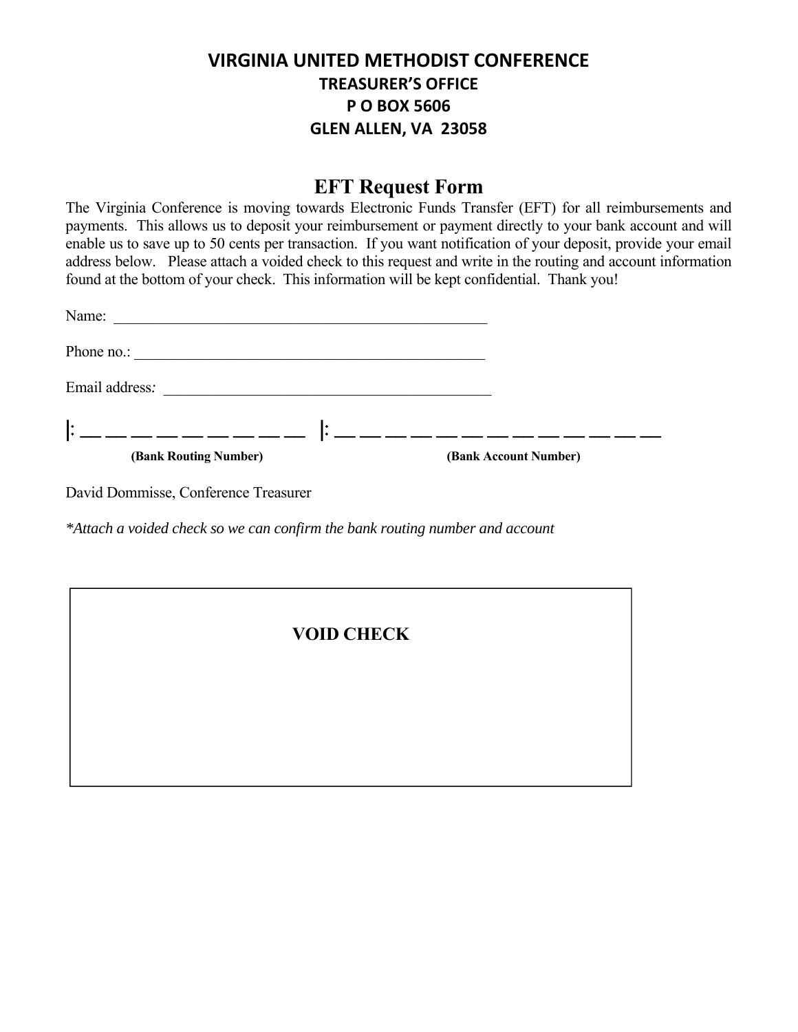**VIRGINIA UNITED METHODIST CONFERENCE**
**TREASURER'S OFFICE**
**P O BOX 5606**
**GLEN ALLEN, VA 23058**

# EFT Request Form

The Virginia Conference is moving towards Electronic Funds Transfer (EFT) for all reimbursements and payments. This allows us to deposit your reimbursement or payment directly to your bank account and will enable us to save up to 50 cents per transaction. If you want notification of your deposit, provide your email address below. Please attach a voided check to this request and write in the routing and account information found at the bottom of your check. This information will be kept confidential. Thank you!

Name: ___________________________________________________

Phone no.: ______________________________________________

Email address: __________________________________________

|: __ __ __ __ __ __ __ __ __ |: __ __ __ __ __ __ __ __ __ __ __ __ __

**(Bank Routing Number)** **(Bank Account Number)**

David Dommisse, Conference Treasurer

*\*Attach a voided check so we can confirm the bank routing number and account*

**VOID CHECK**